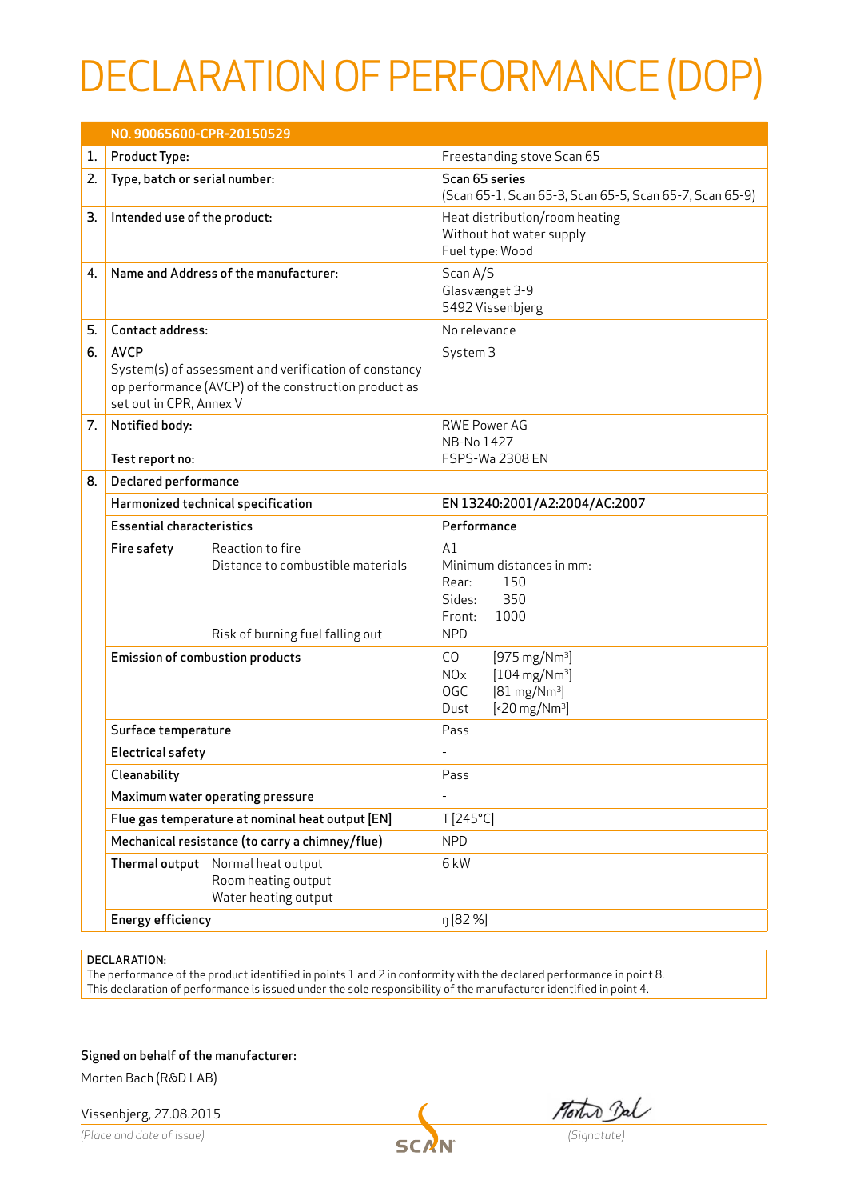# DECLARATION OF PERFORMANCE (DOP)

| | NO. 90065600-CPR-20150529 | |
|---|---|---|
| 1. | Product Type: | Freestanding stove Scan 65 |
| 2. | Type, batch or serial number: | **Scan 65 series**<br>(Scan 65-1, Scan 65-3, Scan 65-5, Scan 65-7, Scan 65-9) |
| 3. | Intended use of the product: | Heat distribution/room heating<br>Without hot water supply<br>Fuel type: Wood |
| 4. | Name and Address of the manufacturer: | Scan A/S<br>Glasvænget 3-9<br>5492 Vissenbjerg |
| 5. | Contact address: | No relevance |
| 6. | AVCP<br>System(s) of assessment and verification of constancy op performance (AVCP) of the construction product as set out in CPR, Annex V | System 3 |
| 7. | Notified body:<br><br>Test report no: | RWE Power AG<br>NB-No 1427<br>FSPS-Wa 2308 EN |
| 8. | Declared performance | |
| | Harmonized technical specification | EN 13240:2001/A2:2004/AC:2007 |
| | Essential characteristics | Performance |
| | Fire safety — Reaction to fire<br>Distance to combustible materials<br><br><br><br>Risk of burning fuel falling out | A1<br>Minimum distances in mm:<br>Rear: 150<br>Sides: 350<br>Front: 1000<br>NPD |
| | Emission of combustion products | CO [975 mg/Nm³]<br>NOx [104 mg/Nm³]<br>OGC [81 mg/Nm³]<br>Dust [<20 mg/Nm³] |
| | Surface temperature | Pass |
| | Electrical safety | - |
| | Cleanability | Pass |
| | Maximum water operating pressure | - |
| | Flue gas temperature at nominal heat output [EN] | T [245°C] |
| | Mechanical resistance (to carry a chimney/flue) | NPD |
| | Thermal output — Normal heat output<br>Room heating output<br>Water heating output | 6 kW |
| | Energy efficiency | η [82 %] |

DECLARATION:
The performance of the product identified in points 1 and 2 in conformity with the declared performance in point 8.
This declaration of performance is issued under the sole responsibility of the manufacturer identified in point 4.

Signed on behalf of the manufacturer:

Morten Bach (R&D LAB)

Vissenbjerg, 27.08.2015

*(Place and date of issue)*

*(Signatute)*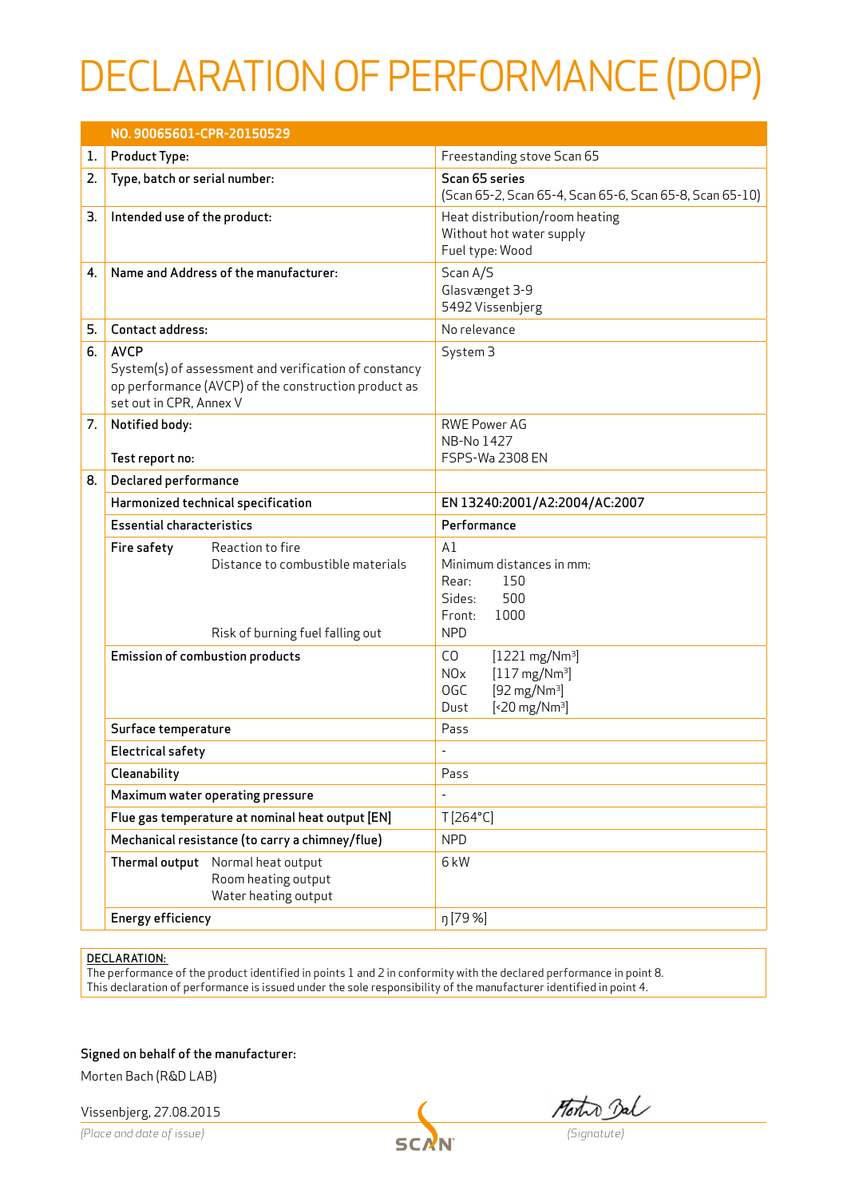# DECLARATION OF PERFORMANCE (DOP)

| | NO. 90065601-CPR-20150529 | |
|---|---|---|
| 1. | Product Type: | Freestanding stove Scan 65 |
| 2. | Type, batch or serial number: | **Scan 65 series**<br>(Scan 65-2, Scan 65-4, Scan 65-6, Scan 65-8, Scan 65-10) |
| 3. | Intended use of the product: | Heat distribution/room heating<br>Without hot water supply<br>Fuel type: Wood |
| 4. | Name and Address of the manufacturer: | Scan A/S<br>Glasvænget 3-9<br>5492 Vissenbjerg |
| 5. | Contact address: | No relevance |
| 6. | AVCP<br>System(s) of assessment and verification of constancy op performance (AVCP) of the construction product as set out in CPR, Annex V | System 3 |
| 7. | Notified body:<br><br>Test report no: | RWE Power AG<br>NB-No 1427<br>FSPS-Wa 2308 EN |
| 8. | Declared performance | |
| | Harmonized technical specification | **EN 13240:2001/A2:2004/AC:2007** |
| | **Essential characteristics** | **Performance** |
| | **Fire safety** Reaction to fire<br>Distance to combustible materials<br><br><br>Risk of burning fuel falling out | A1<br>Minimum distances in mm:<br>Rear: 150<br>Sides: 500<br>Front: 1000<br>NPD |
| | **Emission of combustion products** | CO [1221 mg/Nm³]<br>NOx [117 mg/Nm³]<br>OGC [92 mg/Nm³]<br>Dust [<20 mg/Nm³] |
| | **Surface temperature** | Pass |
| | **Electrical safety** | - |
| | **Cleanability** | Pass |
| | **Maximum water operating pressure** | - |
| | **Flue gas temperature at nominal heat output [EN]** | T [264°C] |
| | **Mechanical resistance (to carry a chimney/flue)** | NPD |
| | **Thermal output** Normal heat output<br>Room heating output<br>Water heating output | 6 kW |
| | **Energy efficiency** | η [79 %] |

DECLARATION:
The performance of the product identified in points 1 and 2 in conformity with the declared performance in point 8.
This declaration of performance is issued under the sole responsibility of the manufacturer identified in point 4.

Signed on behalf of the manufacturer:

Morten Bach (R&D LAB)

Vissenbjerg, 27.08.2015
*(Place and date of issue)*

*(Signatute)*